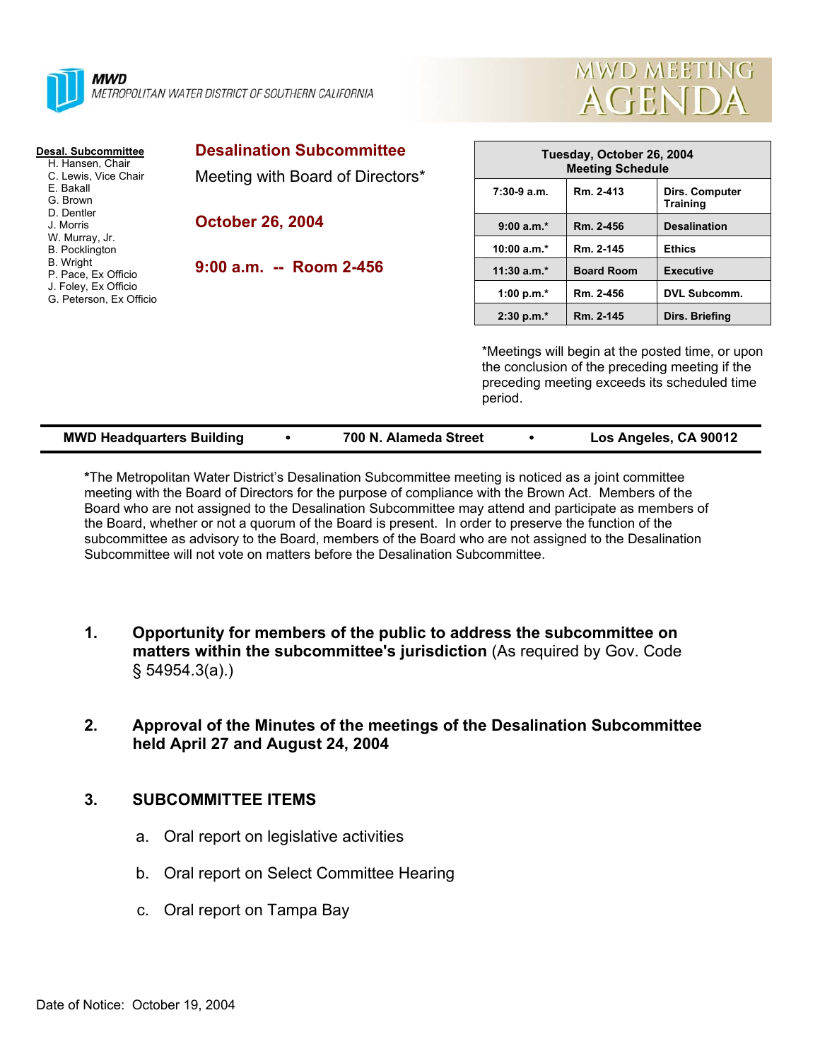**MWD**
METROPOLITAN WATER DISTRICT OF SOUTHERN CALIFORNIA

# MWD MEETING AGENDA

**Desal. Subcommittee**
H. Hansen, Chair
C. Lewis, Vice Chair
E. Bakall
G. Brown
D. Dentler
J. Morris
W. Murray, Jr.
B. Pocklington
B. Wright
P. Pace, Ex Officio
J. Foley, Ex Officio
G. Peterson, Ex Officio

## Desalination Subcommittee

Meeting with Board of Directors*

**October 26, 2004**

**9:00 a.m. -- Room 2-456**

| Tuesday, October 26, 2004 Meeting Schedule | | |
|---|---|---|
| 7:30-9 a.m. | Rm. 2-413 | Dirs. Computer Training |
| 9:00 a.m.* | Rm. 2-456 | Desalination |
| 10:00 a.m.* | Rm. 2-145 | Ethics |
| 11:30 a.m.* | Board Room | Executive |
| 1:00 p.m.* | Rm. 2-456 | DVL Subcomm. |
| 2:30 p.m.* | Rm. 2-145 | Dirs. Briefing |

*Meetings will begin at the posted time, or upon the conclusion of the preceding meeting if the preceding meeting exceeds its scheduled time period.

**MWD Headquarters Building • 700 N. Alameda Street • Los Angeles, CA 90012**

***The Metropolitan Water District's Desalination Subcommittee meeting is noticed as a joint committee meeting with the Board of Directors for the purpose of compliance with the Brown Act. Members of the Board who are not assigned to the Desalination Subcommittee may attend and participate as members of the Board, whether or not a quorum of the Board is present. In order to preserve the function of the subcommittee as advisory to the Board, members of the Board who are not assigned to the Desalination Subcommittee will not vote on matters before the Desalination Subcommittee.**

1. **Opportunity for members of the public to address the subcommittee on matters within the subcommittee's jurisdiction** (As required by Gov. Code § 54954.3(a).)

2. **Approval of the Minutes of the meetings of the Desalination Subcommittee held April 27 and August 24, 2004**

3. **SUBCOMMITTEE ITEMS**

   a. Oral report on legislative activities

   b. Oral report on Select Committee Hearing

   c. Oral report on Tampa Bay

Date of Notice: October 19, 2004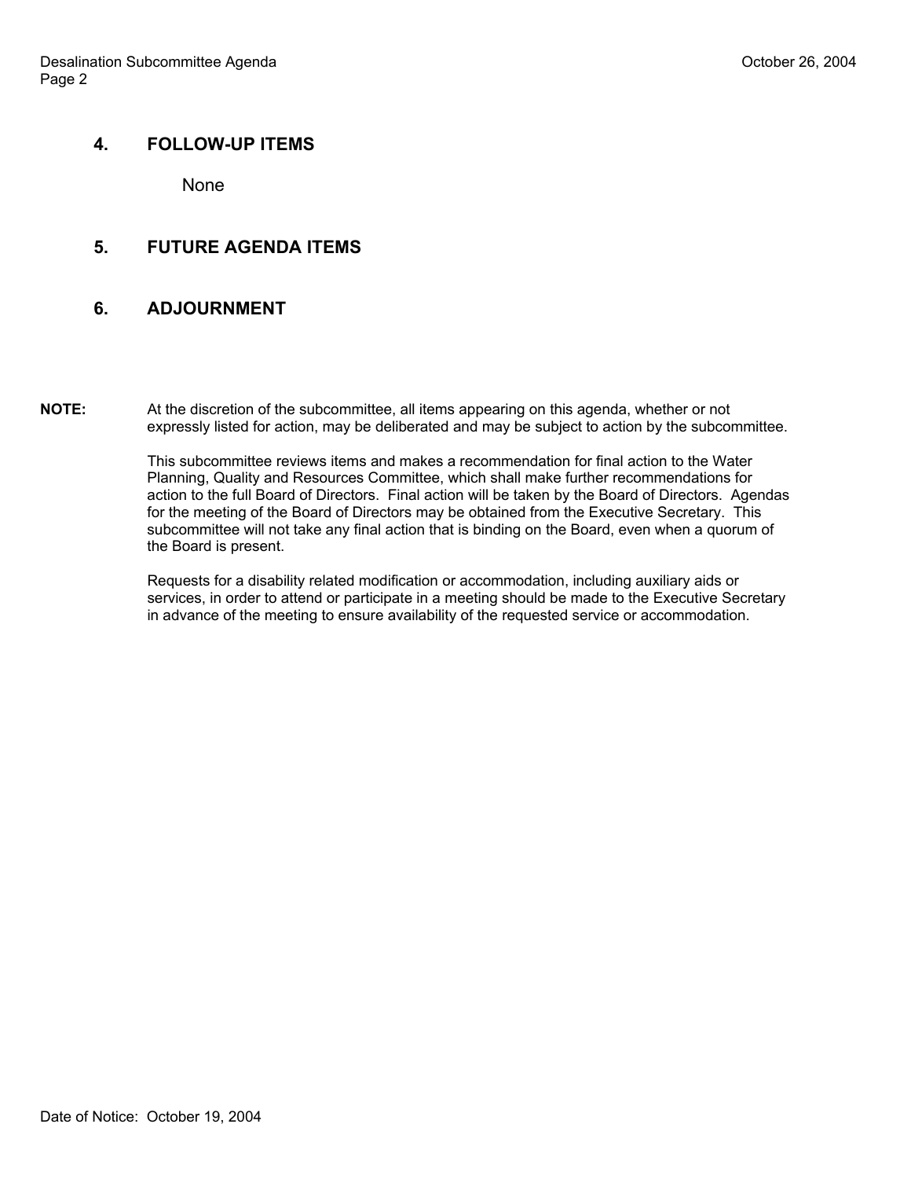## 4. FOLLOW-UP ITEMS

None

## 5. FUTURE AGENDA ITEMS

## 6. ADJOURNMENT

**NOTE:** At the discretion of the subcommittee, all items appearing on this agenda, whether or not expressly listed for action, may be deliberated and may be subject to action by the subcommittee.

This subcommittee reviews items and makes a recommendation for final action to the Water Planning, Quality and Resources Committee, which shall make further recommendations for action to the full Board of Directors. Final action will be taken by the Board of Directors. Agendas for the meeting of the Board of Directors may be obtained from the Executive Secretary. This subcommittee will not take any final action that is binding on the Board, even when a quorum of the Board is present.

Requests for a disability related modification or accommodation, including auxiliary aids or services, in order to attend or participate in a meeting should be made to the Executive Secretary in advance of the meeting to ensure availability of the requested service or accommodation.

Date of Notice: October 19, 2004